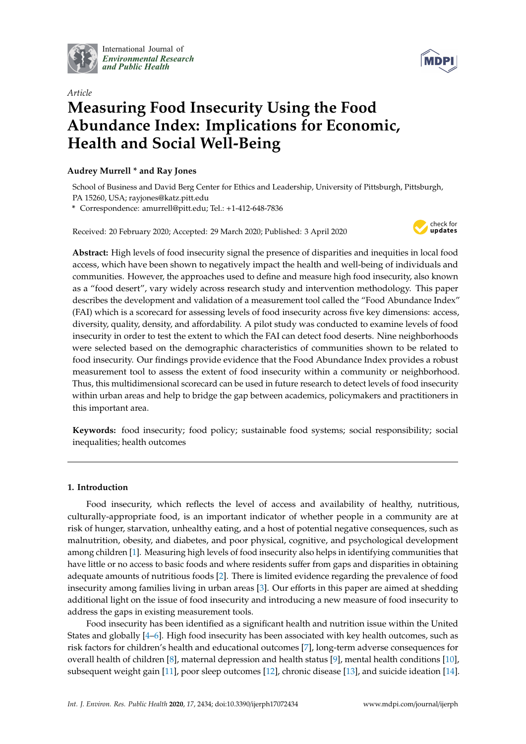*Article*

# Measuring Food Insecurity Using the Food Abundance Index: Implications for Economic, Health and Social Well-Being

**Audrey Murrell * and Ray Jones**

School of Business and David Berg Center for Ethics and Leadership, University of Pittsburgh, Pittsburgh, PA 15260, USA; rayjones@katz.pitt.edu

\* Correspondence: amurrell@pitt.edu; Tel.: +1-412-648-7836

Received: 20 February 2020; Accepted: 29 March 2020; Published: 3 April 2020

**Abstract:** High levels of food insecurity signal the presence of disparities and inequities in local food access, which have been shown to negatively impact the health and well-being of individuals and communities. However, the approaches used to define and measure high food insecurity, also known as a "food desert", vary widely across research study and intervention methodology. This paper describes the development and validation of a measurement tool called the "Food Abundance Index" (FAI) which is a scorecard for assessing levels of food insecurity across five key dimensions: access, diversity, quality, density, and affordability. A pilot study was conducted to examine levels of food insecurity in order to test the extent to which the FAI can detect food deserts. Nine neighborhoods were selected based on the demographic characteristics of communities shown to be related to food insecurity. Our findings provide evidence that the Food Abundance Index provides a robust measurement tool to assess the extent of food insecurity within a community or neighborhood. Thus, this multidimensional scorecard can be used in future research to detect levels of food insecurity within urban areas and help to bridge the gap between academics, policymakers and practitioners in this important area.

**Keywords:** food insecurity; food policy; sustainable food systems; social responsibility; social inequalities; health outcomes

## 1. Introduction

Food insecurity, which reflects the level of access and availability of healthy, nutritious, culturally-appropriate food, is an important indicator of whether people in a community are at risk of hunger, starvation, unhealthy eating, and a host of potential negative consequences, such as malnutrition, obesity, and diabetes, and poor physical, cognitive, and psychological development among children [1]. Measuring high levels of food insecurity also helps in identifying communities that have little or no access to basic foods and where residents suffer from gaps and disparities in obtaining adequate amounts of nutritious foods [2]. There is limited evidence regarding the prevalence of food insecurity among families living in urban areas [3]. Our efforts in this paper are aimed at shedding additional light on the issue of food insecurity and introducing a new measure of food insecurity to address the gaps in existing measurement tools.

Food insecurity has been identified as a significant health and nutrition issue within the United States and globally [4–6]. High food insecurity has been associated with key health outcomes, such as risk factors for children's health and educational outcomes [7], long-term adverse consequences for overall health of children [8], maternal depression and health status [9], mental health conditions [10], subsequent weight gain [11], poor sleep outcomes [12], chronic disease [13], and suicide ideation [14].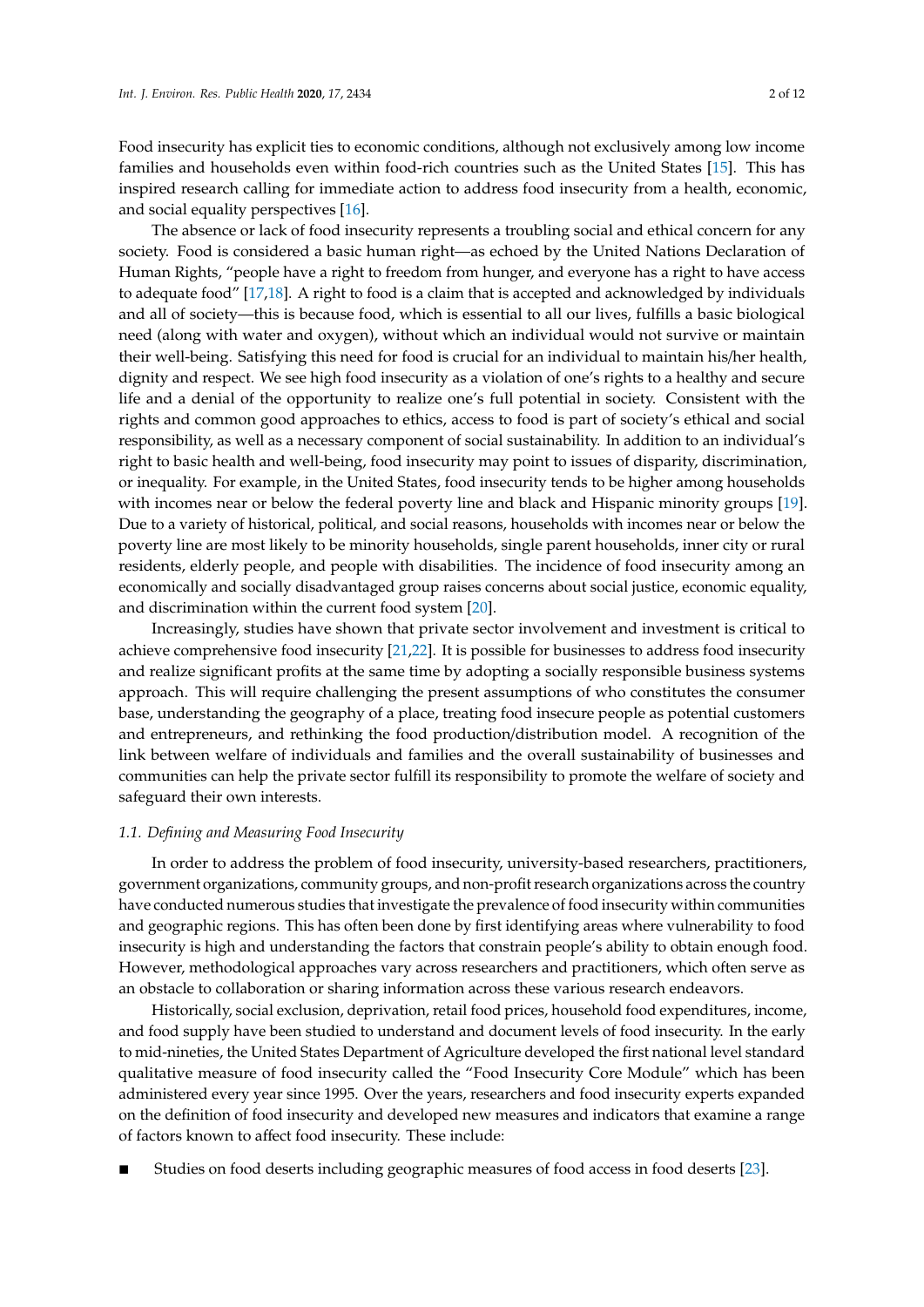Food insecurity has explicit ties to economic conditions, although not exclusively among low income families and households even within food-rich countries such as the United States [15]. This has inspired research calling for immediate action to address food insecurity from a health, economic, and social equality perspectives [16].

The absence or lack of food insecurity represents a troubling social and ethical concern for any society. Food is considered a basic human right—as echoed by the United Nations Declaration of Human Rights, "people have a right to freedom from hunger, and everyone has a right to have access to adequate food" [17,18]. A right to food is a claim that is accepted and acknowledged by individuals and all of society—this is because food, which is essential to all our lives, fulfills a basic biological need (along with water and oxygen), without which an individual would not survive or maintain their well-being. Satisfying this need for food is crucial for an individual to maintain his/her health, dignity and respect. We see high food insecurity as a violation of one's rights to a healthy and secure life and a denial of the opportunity to realize one's full potential in society. Consistent with the rights and common good approaches to ethics, access to food is part of society's ethical and social responsibility, as well as a necessary component of social sustainability. In addition to an individual's right to basic health and well-being, food insecurity may point to issues of disparity, discrimination, or inequality. For example, in the United States, food insecurity tends to be higher among households with incomes near or below the federal poverty line and black and Hispanic minority groups [19]. Due to a variety of historical, political, and social reasons, households with incomes near or below the poverty line are most likely to be minority households, single parent households, inner city or rural residents, elderly people, and people with disabilities. The incidence of food insecurity among an economically and socially disadvantaged group raises concerns about social justice, economic equality, and discrimination within the current food system [20].

Increasingly, studies have shown that private sector involvement and investment is critical to achieve comprehensive food insecurity [21,22]. It is possible for businesses to address food insecurity and realize significant profits at the same time by adopting a socially responsible business systems approach. This will require challenging the present assumptions of who constitutes the consumer base, understanding the geography of a place, treating food insecure people as potential customers and entrepreneurs, and rethinking the food production/distribution model. A recognition of the link between welfare of individuals and families and the overall sustainability of businesses and communities can help the private sector fulfill its responsibility to promote the welfare of society and safeguard their own interests.

### *1.1. Defining and Measuring Food Insecurity*

In order to address the problem of food insecurity, university-based researchers, practitioners, government organizations, community groups, and non-profit research organizations across the country have conducted numerous studies that investigate the prevalence of food insecurity within communities and geographic regions. This has often been done by first identifying areas where vulnerability to food insecurity is high and understanding the factors that constrain people's ability to obtain enough food. However, methodological approaches vary across researchers and practitioners, which often serve as an obstacle to collaboration or sharing information across these various research endeavors.

Historically, social exclusion, deprivation, retail food prices, household food expenditures, income, and food supply have been studied to understand and document levels of food insecurity. In the early to mid-nineties, the United States Department of Agriculture developed the first national level standard qualitative measure of food insecurity called the "Food Insecurity Core Module" which has been administered every year since 1995. Over the years, researchers and food insecurity experts expanded on the definition of food insecurity and developed new measures and indicators that examine a range of factors known to affect food insecurity. These include:

- Studies on food deserts including geographic measures of food access in food deserts [23].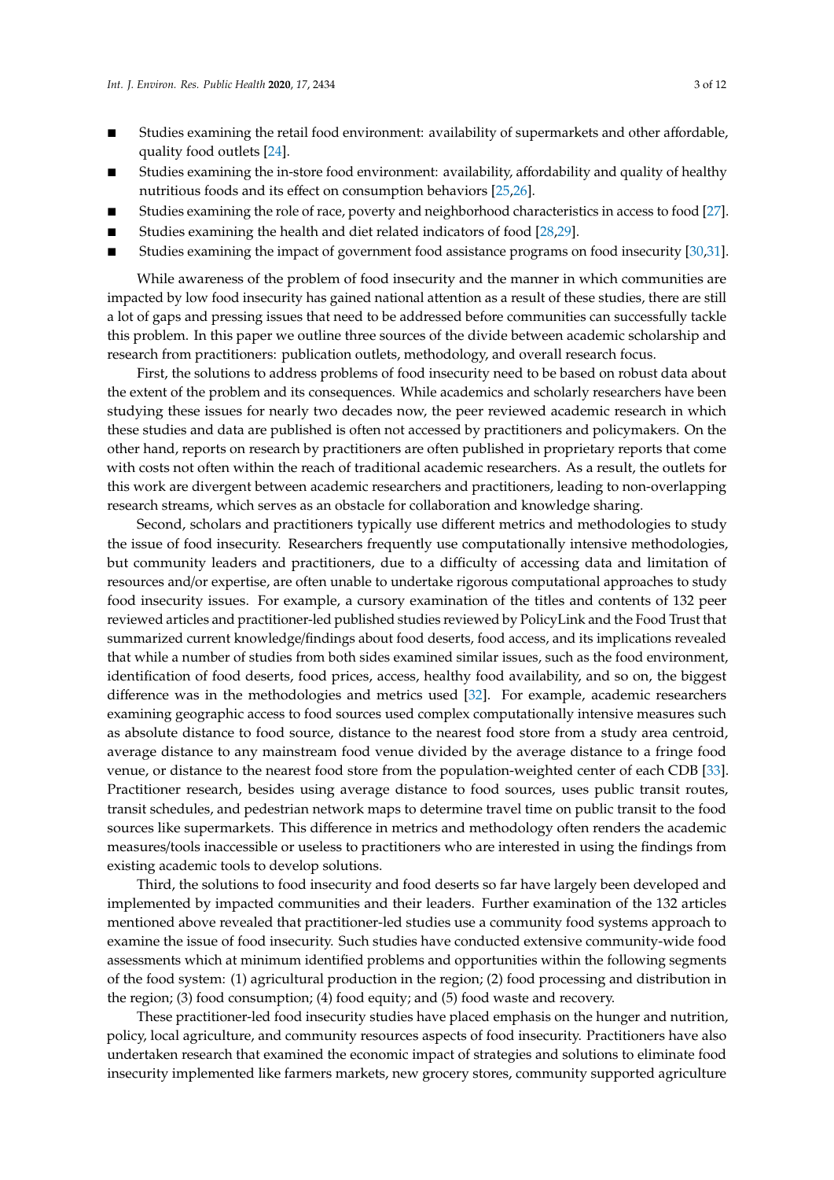- Studies examining the retail food environment: availability of supermarkets and other affordable, quality food outlets [24].
- Studies examining the in-store food environment: availability, affordability and quality of healthy nutritious foods and its effect on consumption behaviors [25,26].
- Studies examining the role of race, poverty and neighborhood characteristics in access to food [27].
- Studies examining the health and diet related indicators of food [28,29].
- Studies examining the impact of government food assistance programs on food insecurity [30,31].

While awareness of the problem of food insecurity and the manner in which communities are impacted by low food insecurity has gained national attention as a result of these studies, there are still a lot of gaps and pressing issues that need to be addressed before communities can successfully tackle this problem. In this paper we outline three sources of the divide between academic scholarship and research from practitioners: publication outlets, methodology, and overall research focus.

First, the solutions to address problems of food insecurity need to be based on robust data about the extent of the problem and its consequences. While academics and scholarly researchers have been studying these issues for nearly two decades now, the peer reviewed academic research in which these studies and data are published is often not accessed by practitioners and policymakers. On the other hand, reports on research by practitioners are often published in proprietary reports that come with costs not often within the reach of traditional academic researchers. As a result, the outlets for this work are divergent between academic researchers and practitioners, leading to non-overlapping research streams, which serves as an obstacle for collaboration and knowledge sharing.

Second, scholars and practitioners typically use different metrics and methodologies to study the issue of food insecurity. Researchers frequently use computationally intensive methodologies, but community leaders and practitioners, due to a difficulty of accessing data and limitation of resources and/or expertise, are often unable to undertake rigorous computational approaches to study food insecurity issues. For example, a cursory examination of the titles and contents of 132 peer reviewed articles and practitioner-led published studies reviewed by PolicyLink and the Food Trust that summarized current knowledge/findings about food deserts, food access, and its implications revealed that while a number of studies from both sides examined similar issues, such as the food environment, identification of food deserts, food prices, access, healthy food availability, and so on, the biggest difference was in the methodologies and metrics used [32]. For example, academic researchers examining geographic access to food sources used complex computationally intensive measures such as absolute distance to food source, distance to the nearest food store from a study area centroid, average distance to any mainstream food venue divided by the average distance to a fringe food venue, or distance to the nearest food store from the population-weighted center of each CDB [33]. Practitioner research, besides using average distance to food sources, uses public transit routes, transit schedules, and pedestrian network maps to determine travel time on public transit to the food sources like supermarkets. This difference in metrics and methodology often renders the academic measures/tools inaccessible or useless to practitioners who are interested in using the findings from existing academic tools to develop solutions.

Third, the solutions to food insecurity and food deserts so far have largely been developed and implemented by impacted communities and their leaders. Further examination of the 132 articles mentioned above revealed that practitioner-led studies use a community food systems approach to examine the issue of food insecurity. Such studies have conducted extensive community-wide food assessments which at minimum identified problems and opportunities within the following segments of the food system: (1) agricultural production in the region; (2) food processing and distribution in the region; (3) food consumption; (4) food equity; and (5) food waste and recovery.

These practitioner-led food insecurity studies have placed emphasis on the hunger and nutrition, policy, local agriculture, and community resources aspects of food insecurity. Practitioners have also undertaken research that examined the economic impact of strategies and solutions to eliminate food insecurity implemented like farmers markets, new grocery stores, community supported agriculture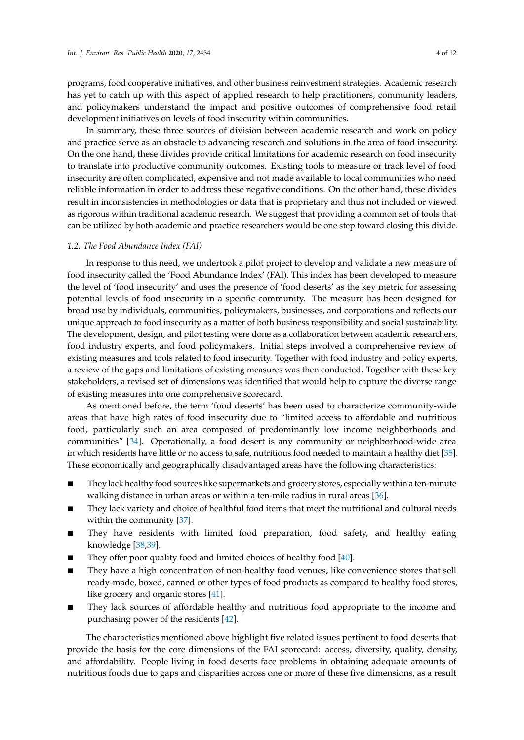programs, food cooperative initiatives, and other business reinvestment strategies. Academic research has yet to catch up with this aspect of applied research to help practitioners, community leaders, and policymakers understand the impact and positive outcomes of comprehensive food retail development initiatives on levels of food insecurity within communities.

In summary, these three sources of division between academic research and work on policy and practice serve as an obstacle to advancing research and solutions in the area of food insecurity. On the one hand, these divides provide critical limitations for academic research on food insecurity to translate into productive community outcomes. Existing tools to measure or track level of food insecurity are often complicated, expensive and not made available to local communities who need reliable information in order to address these negative conditions. On the other hand, these divides result in inconsistencies in methodologies or data that is proprietary and thus not included or viewed as rigorous within traditional academic research. We suggest that providing a common set of tools that can be utilized by both academic and practice researchers would be one step toward closing this divide.

### *1.2. The Food Abundance Index (FAI)*

In response to this need, we undertook a pilot project to develop and validate a new measure of food insecurity called the 'Food Abundance Index' (FAI). This index has been developed to measure the level of 'food insecurity' and uses the presence of 'food deserts' as the key metric for assessing potential levels of food insecurity in a specific community. The measure has been designed for broad use by individuals, communities, policymakers, businesses, and corporations and reflects our unique approach to food insecurity as a matter of both business responsibility and social sustainability. The development, design, and pilot testing were done as a collaboration between academic researchers, food industry experts, and food policymakers. Initial steps involved a comprehensive review of existing measures and tools related to food insecurity. Together with food industry and policy experts, a review of the gaps and limitations of existing measures was then conducted. Together with these key stakeholders, a revised set of dimensions was identified that would help to capture the diverse range of existing measures into one comprehensive scorecard.

As mentioned before, the term 'food deserts' has been used to characterize community-wide areas that have high rates of food insecurity due to "limited access to affordable and nutritious food, particularly such an area composed of predominantly low income neighborhoods and communities" [34]. Operationally, a food desert is any community or neighborhood-wide area in which residents have little or no access to safe, nutritious food needed to maintain a healthy diet [35]. These economically and geographically disadvantaged areas have the following characteristics:

- They lack healthy food sources like supermarkets and grocery stores, especially within a ten-minute walking distance in urban areas or within a ten-mile radius in rural areas [36].
- They lack variety and choice of healthful food items that meet the nutritional and cultural needs within the community [37].
- They have residents with limited food preparation, food safety, and healthy eating knowledge [38,39].
- They offer poor quality food and limited choices of healthy food [40].
- They have a high concentration of non-healthy food venues, like convenience stores that sell ready-made, boxed, canned or other types of food products as compared to healthy food stores, like grocery and organic stores [41].
- They lack sources of affordable healthy and nutritious food appropriate to the income and purchasing power of the residents [42].

The characteristics mentioned above highlight five related issues pertinent to food deserts that provide the basis for the core dimensions of the FAI scorecard: access, diversity, quality, density, and affordability. People living in food deserts face problems in obtaining adequate amounts of nutritious foods due to gaps and disparities across one or more of these five dimensions, as a result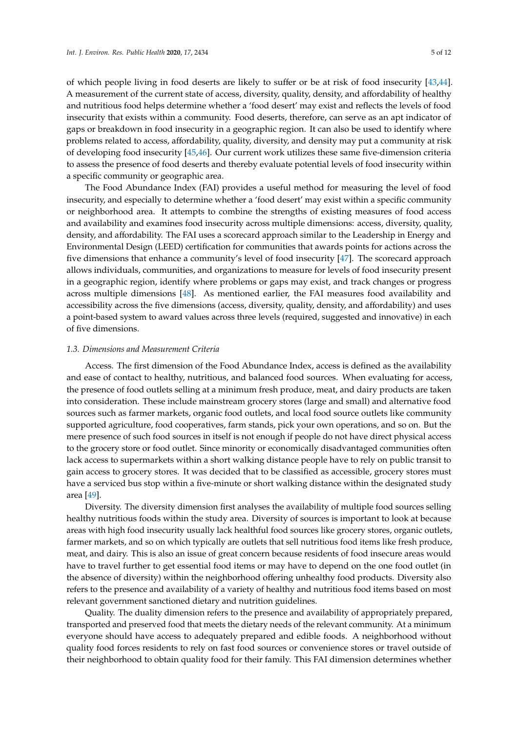of which people living in food deserts are likely to suffer or be at risk of food insecurity [43,44]. A measurement of the current state of access, diversity, quality, density, and affordability of healthy and nutritious food helps determine whether a 'food desert' may exist and reflects the levels of food insecurity that exists within a community. Food deserts, therefore, can serve as an apt indicator of gaps or breakdown in food insecurity in a geographic region. It can also be used to identify where problems related to access, affordability, quality, diversity, and density may put a community at risk of developing food insecurity [45,46]. Our current work utilizes these same five-dimension criteria to assess the presence of food deserts and thereby evaluate potential levels of food insecurity within a specific community or geographic area.

The Food Abundance Index (FAI) provides a useful method for measuring the level of food insecurity, and especially to determine whether a 'food desert' may exist within a specific community or neighborhood area. It attempts to combine the strengths of existing measures of food access and availability and examines food insecurity across multiple dimensions: access, diversity, quality, density, and affordability. The FAI uses a scorecard approach similar to the Leadership in Energy and Environmental Design (LEED) certification for communities that awards points for actions across the five dimensions that enhance a community's level of food insecurity [47]. The scorecard approach allows individuals, communities, and organizations to measure for levels of food insecurity present in a geographic region, identify where problems or gaps may exist, and track changes or progress across multiple dimensions [48]. As mentioned earlier, the FAI measures food availability and accessibility across the five dimensions (access, diversity, quality, density, and affordability) and uses a point-based system to award values across three levels (required, suggested and innovative) in each of five dimensions.

### *1.3. Dimensions and Measurement Criteria*

Access. The first dimension of the Food Abundance Index, access is defined as the availability and ease of contact to healthy, nutritious, and balanced food sources. When evaluating for access, the presence of food outlets selling at a minimum fresh produce, meat, and dairy products are taken into consideration. These include mainstream grocery stores (large and small) and alternative food sources such as farmer markets, organic food outlets, and local food source outlets like community supported agriculture, food cooperatives, farm stands, pick your own operations, and so on. But the mere presence of such food sources in itself is not enough if people do not have direct physical access to the grocery store or food outlet. Since minority or economically disadvantaged communities often lack access to supermarkets within a short walking distance people have to rely on public transit to gain access to grocery stores. It was decided that to be classified as accessible, grocery stores must have a serviced bus stop within a five-minute or short walking distance within the designated study area [49].

Diversity. The diversity dimension first analyses the availability of multiple food sources selling healthy nutritious foods within the study area. Diversity of sources is important to look at because areas with high food insecurity usually lack healthful food sources like grocery stores, organic outlets, farmer markets, and so on which typically are outlets that sell nutritious food items like fresh produce, meat, and dairy. This is also an issue of great concern because residents of food insecure areas would have to travel further to get essential food items or may have to depend on the one food outlet (in the absence of diversity) within the neighborhood offering unhealthy food products. Diversity also refers to the presence and availability of a variety of healthy and nutritious food items based on most relevant government sanctioned dietary and nutrition guidelines.

Quality. The duality dimension refers to the presence and availability of appropriately prepared, transported and preserved food that meets the dietary needs of the relevant community. At a minimum everyone should have access to adequately prepared and edible foods. A neighborhood without quality food forces residents to rely on fast food sources or convenience stores or travel outside of their neighborhood to obtain quality food for their family. This FAI dimension determines whether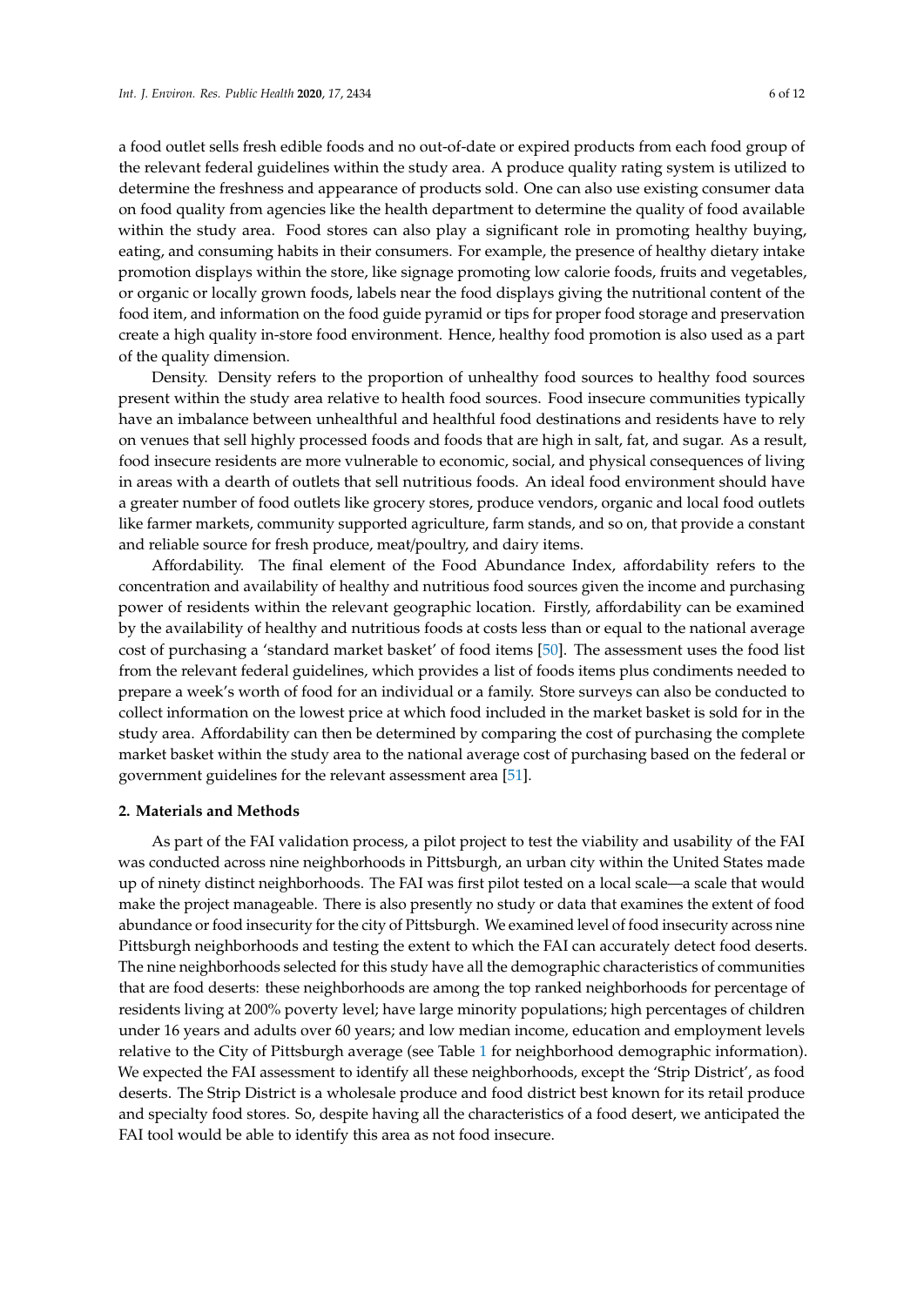a food outlet sells fresh edible foods and no out-of-date or expired products from each food group of the relevant federal guidelines within the study area. A produce quality rating system is utilized to determine the freshness and appearance of products sold. One can also use existing consumer data on food quality from agencies like the health department to determine the quality of food available within the study area. Food stores can also play a significant role in promoting healthy buying, eating, and consuming habits in their consumers. For example, the presence of healthy dietary intake promotion displays within the store, like signage promoting low calorie foods, fruits and vegetables, or organic or locally grown foods, labels near the food displays giving the nutritional content of the food item, and information on the food guide pyramid or tips for proper food storage and preservation create a high quality in-store food environment. Hence, healthy food promotion is also used as a part of the quality dimension.

Density. Density refers to the proportion of unhealthy food sources to healthy food sources present within the study area relative to health food sources. Food insecure communities typically have an imbalance between unhealthful and healthful food destinations and residents have to rely on venues that sell highly processed foods and foods that are high in salt, fat, and sugar. As a result, food insecure residents are more vulnerable to economic, social, and physical consequences of living in areas with a dearth of outlets that sell nutritious foods. An ideal food environment should have a greater number of food outlets like grocery stores, produce vendors, organic and local food outlets like farmer markets, community supported agriculture, farm stands, and so on, that provide a constant and reliable source for fresh produce, meat/poultry, and dairy items.

Affordability. The final element of the Food Abundance Index, affordability refers to the concentration and availability of healthy and nutritious food sources given the income and purchasing power of residents within the relevant geographic location. Firstly, affordability can be examined by the availability of healthy and nutritious foods at costs less than or equal to the national average cost of purchasing a 'standard market basket' of food items [50]. The assessment uses the food list from the relevant federal guidelines, which provides a list of foods items plus condiments needed to prepare a week's worth of food for an individual or a family. Store surveys can also be conducted to collect information on the lowest price at which food included in the market basket is sold for in the study area. Affordability can then be determined by comparing the cost of purchasing the complete market basket within the study area to the national average cost of purchasing based on the federal or government guidelines for the relevant assessment area [51].

## 2. Materials and Methods

As part of the FAI validation process, a pilot project to test the viability and usability of the FAI was conducted across nine neighborhoods in Pittsburgh, an urban city within the United States made up of ninety distinct neighborhoods. The FAI was first pilot tested on a local scale—a scale that would make the project manageable. There is also presently no study or data that examines the extent of food abundance or food insecurity for the city of Pittsburgh. We examined level of food insecurity across nine Pittsburgh neighborhoods and testing the extent to which the FAI can accurately detect food deserts. The nine neighborhoods selected for this study have all the demographic characteristics of communities that are food deserts: these neighborhoods are among the top ranked neighborhoods for percentage of residents living at 200% poverty level; have large minority populations; high percentages of children under 16 years and adults over 60 years; and low median income, education and employment levels relative to the City of Pittsburgh average (see Table 1 for neighborhood demographic information). We expected the FAI assessment to identify all these neighborhoods, except the 'Strip District', as food deserts. The Strip District is a wholesale produce and food district best known for its retail produce and specialty food stores. So, despite having all the characteristics of a food desert, we anticipated the FAI tool would be able to identify this area as not food insecure.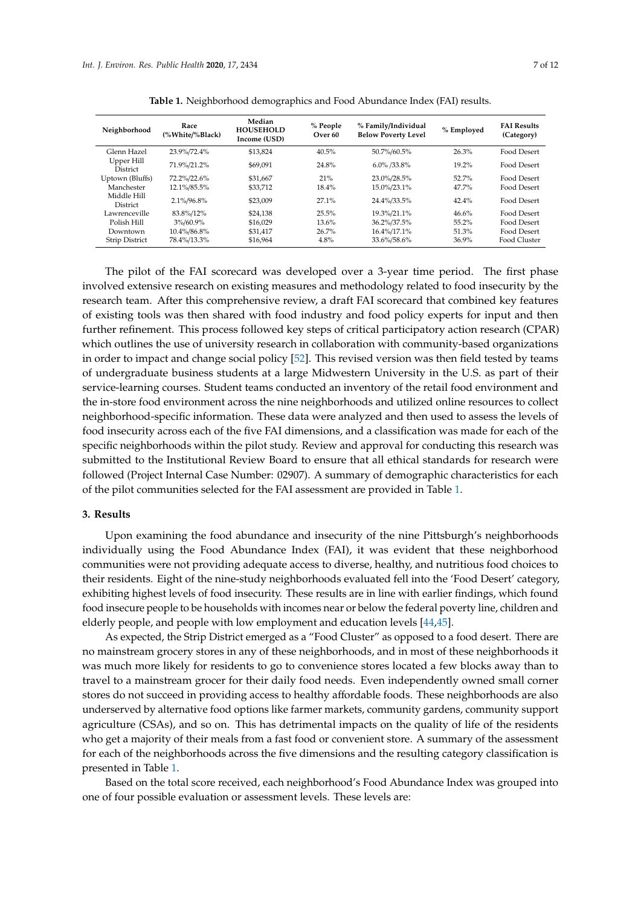**Table 1.** Neighborhood demographics and Food Abundance Index (FAI) results.

| Neighborhood | Race (%White/%Black) | Median HOUSEHOLD Income (USD) | % People Over 60 | % Family/Individual Below Poverty Level | % Employed | FAI Results (Category) |
|---|---|---|---|---|---|---|
| Glenn Hazel | 23.9%/72.4% | $13,824 | 40.5% | 50.7%/60.5% | 26.3% | Food Desert |
| Upper Hill District | 71.9%/21.2% | $69,091 | 24.8% | 6.0% /33.8% | 19.2% | Food Desert |
| Uptown (Bluffs) | 72.2%/22.6% | $31,667 | 21% | 23.0%/28.5% | 52.7% | Food Desert |
| Manchester | 12.1%/85.5% | $33,712 | 18.4% | 15.0%/23.1% | 47.7% | Food Desert |
| Middle Hill District | 2.1%/96.8% | $23,009 | 27.1% | 24.4%/33.5% | 42.4% | Food Desert |
| Lawrenceville | 83.8%/12% | $24,138 | 25.5% | 19.3%/21.1% | 46.6% | Food Desert |
| Polish Hill | 3%/60.9% | $16,029 | 13.6% | 36.2%/37.5% | 55.2% | Food Desert |
| Downtown | 10.4%/86.8% | $31,417 | 26.7% | 16.4%/17.1% | 51.3% | Food Desert |
| Strip District | 78.4%/13.3% | $16,964 | 4.8% | 33.6%/58.6% | 36.9% | Food Cluster |

The pilot of the FAI scorecard was developed over a 3-year time period. The first phase involved extensive research on existing measures and methodology related to food insecurity by the research team. After this comprehensive review, a draft FAI scorecard that combined key features of existing tools was then shared with food industry and food policy experts for input and then further refinement. This process followed key steps of critical participatory action research (CPAR) which outlines the use of university research in collaboration with community-based organizations in order to impact and change social policy [52]. This revised version was then field tested by teams of undergraduate business students at a large Midwestern University in the U.S. as part of their service-learning courses. Student teams conducted an inventory of the retail food environment and the in-store food environment across the nine neighborhoods and utilized online resources to collect neighborhood-specific information. These data were analyzed and then used to assess the levels of food insecurity across each of the five FAI dimensions, and a classification was made for each of the specific neighborhoods within the pilot study. Review and approval for conducting this research was submitted to the Institutional Review Board to ensure that all ethical standards for research were followed (Project Internal Case Number: 02907). A summary of demographic characteristics for each of the pilot communities selected for the FAI assessment are provided in Table 1.

## 3. Results

Upon examining the food abundance and insecurity of the nine Pittsburgh's neighborhoods individually using the Food Abundance Index (FAI), it was evident that these neighborhood communities were not providing adequate access to diverse, healthy, and nutritious food choices to their residents. Eight of the nine-study neighborhoods evaluated fell into the 'Food Desert' category, exhibiting highest levels of food insecurity. These results are in line with earlier findings, which found food insecure people to be households with incomes near or below the federal poverty line, children and elderly people, and people with low employment and education levels [44,45].

As expected, the Strip District emerged as a "Food Cluster" as opposed to a food desert. There are no mainstream grocery stores in any of these neighborhoods, and in most of these neighborhoods it was much more likely for residents to go to convenience stores located a few blocks away than to travel to a mainstream grocer for their daily food needs. Even independently owned small corner stores do not succeed in providing access to healthy affordable foods. These neighborhoods are also underserved by alternative food options like farmer markets, community gardens, community support agriculture (CSAs), and so on. This has detrimental impacts on the quality of life of the residents who get a majority of their meals from a fast food or convenient store. A summary of the assessment for each of the neighborhoods across the five dimensions and the resulting category classification is presented in Table 1.

Based on the total score received, each neighborhood's Food Abundance Index was grouped into one of four possible evaluation or assessment levels. These levels are: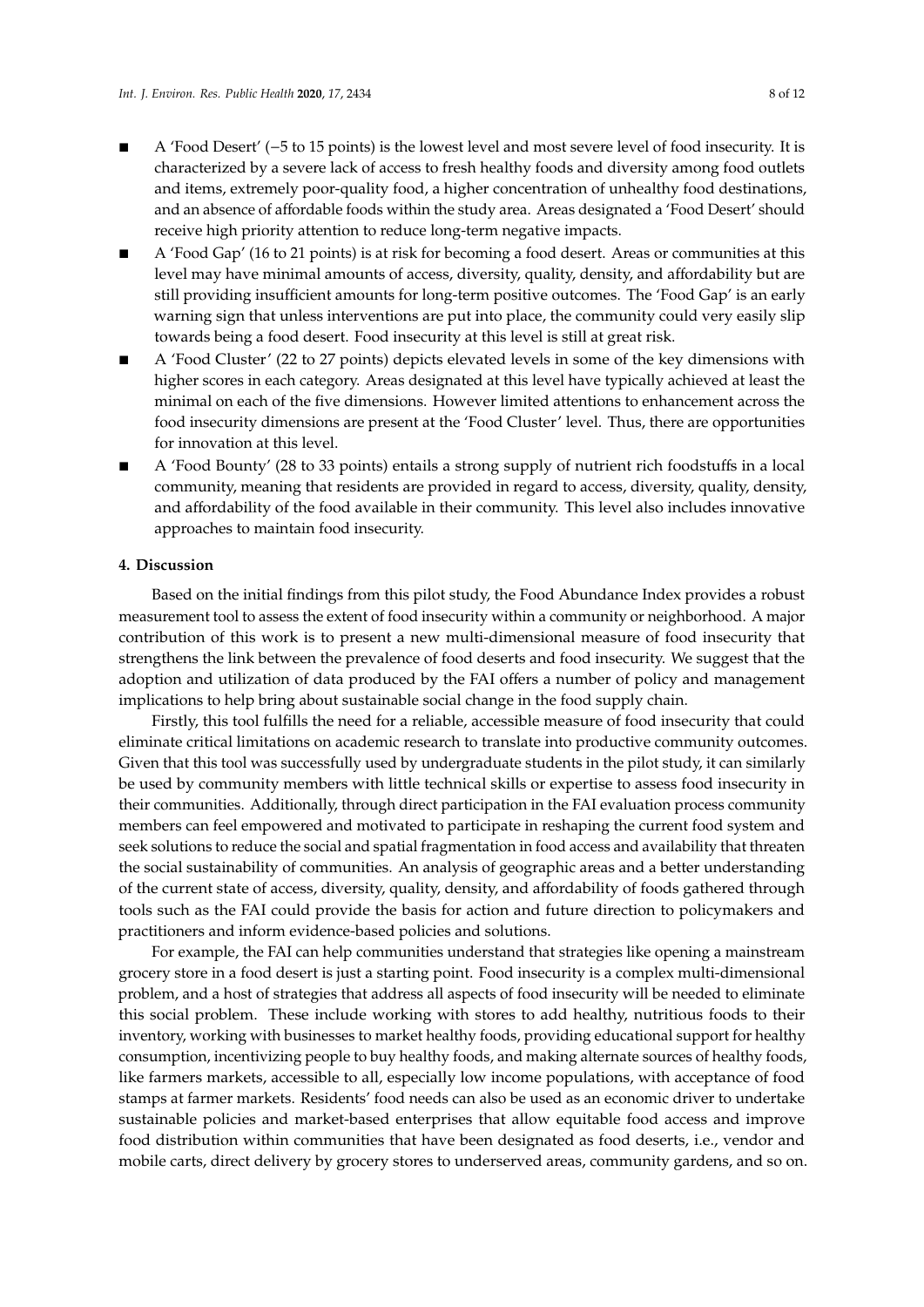- A 'Food Desert' (−5 to 15 points) is the lowest level and most severe level of food insecurity. It is characterized by a severe lack of access to fresh healthy foods and diversity among food outlets and items, extremely poor-quality food, a higher concentration of unhealthy food destinations, and an absence of affordable foods within the study area. Areas designated a 'Food Desert' should receive high priority attention to reduce long-term negative impacts.
- A 'Food Gap' (16 to 21 points) is at risk for becoming a food desert. Areas or communities at this level may have minimal amounts of access, diversity, quality, density, and affordability but are still providing insufficient amounts for long-term positive outcomes. The 'Food Gap' is an early warning sign that unless interventions are put into place, the community could very easily slip towards being a food desert. Food insecurity at this level is still at great risk.
- A 'Food Cluster' (22 to 27 points) depicts elevated levels in some of the key dimensions with higher scores in each category. Areas designated at this level have typically achieved at least the minimal on each of the five dimensions. However limited attentions to enhancement across the food insecurity dimensions are present at the 'Food Cluster' level. Thus, there are opportunities for innovation at this level.
- A 'Food Bounty' (28 to 33 points) entails a strong supply of nutrient rich foodstuffs in a local community, meaning that residents are provided in regard to access, diversity, quality, density, and affordability of the food available in their community. This level also includes innovative approaches to maintain food insecurity.

## 4. Discussion

Based on the initial findings from this pilot study, the Food Abundance Index provides a robust measurement tool to assess the extent of food insecurity within a community or neighborhood. A major contribution of this work is to present a new multi-dimensional measure of food insecurity that strengthens the link between the prevalence of food deserts and food insecurity. We suggest that the adoption and utilization of data produced by the FAI offers a number of policy and management implications to help bring about sustainable social change in the food supply chain.

Firstly, this tool fulfills the need for a reliable, accessible measure of food insecurity that could eliminate critical limitations on academic research to translate into productive community outcomes. Given that this tool was successfully used by undergraduate students in the pilot study, it can similarly be used by community members with little technical skills or expertise to assess food insecurity in their communities. Additionally, through direct participation in the FAI evaluation process community members can feel empowered and motivated to participate in reshaping the current food system and seek solutions to reduce the social and spatial fragmentation in food access and availability that threaten the social sustainability of communities. An analysis of geographic areas and a better understanding of the current state of access, diversity, quality, density, and affordability of foods gathered through tools such as the FAI could provide the basis for action and future direction to policymakers and practitioners and inform evidence-based policies and solutions.

For example, the FAI can help communities understand that strategies like opening a mainstream grocery store in a food desert is just a starting point. Food insecurity is a complex multi-dimensional problem, and a host of strategies that address all aspects of food insecurity will be needed to eliminate this social problem. These include working with stores to add healthy, nutritious foods to their inventory, working with businesses to market healthy foods, providing educational support for healthy consumption, incentivizing people to buy healthy foods, and making alternate sources of healthy foods, like farmers markets, accessible to all, especially low income populations, with acceptance of food stamps at farmer markets. Residents' food needs can also be used as an economic driver to undertake sustainable policies and market-based enterprises that allow equitable food access and improve food distribution within communities that have been designated as food deserts, i.e., vendor and mobile carts, direct delivery by grocery stores to underserved areas, community gardens, and so on.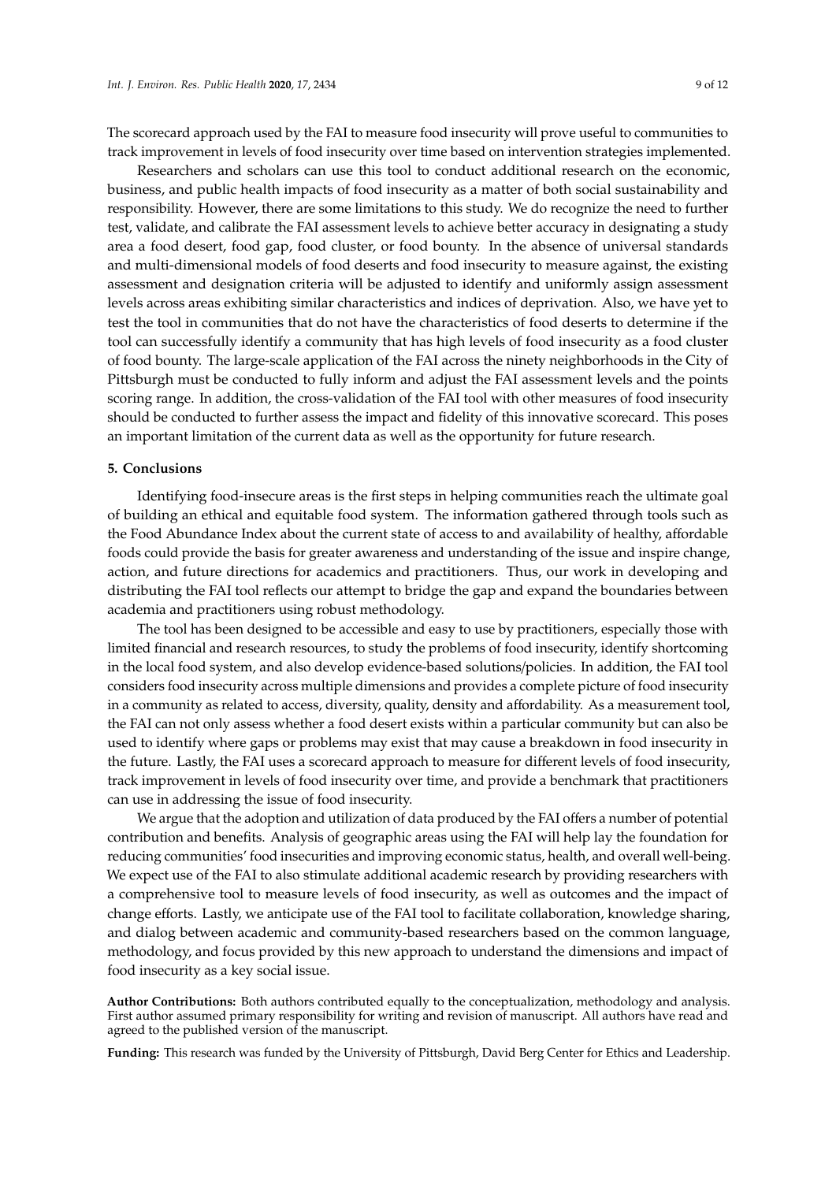The scorecard approach used by the FAI to measure food insecurity will prove useful to communities to track improvement in levels of food insecurity over time based on intervention strategies implemented.

Researchers and scholars can use this tool to conduct additional research on the economic, business, and public health impacts of food insecurity as a matter of both social sustainability and responsibility. However, there are some limitations to this study. We do recognize the need to further test, validate, and calibrate the FAI assessment levels to achieve better accuracy in designating a study area a food desert, food gap, food cluster, or food bounty. In the absence of universal standards and multi-dimensional models of food deserts and food insecurity to measure against, the existing assessment and designation criteria will be adjusted to identify and uniformly assign assessment levels across areas exhibiting similar characteristics and indices of deprivation. Also, we have yet to test the tool in communities that do not have the characteristics of food deserts to determine if the tool can successfully identify a community that has high levels of food insecurity as a food cluster of food bounty. The large-scale application of the FAI across the ninety neighborhoods in the City of Pittsburgh must be conducted to fully inform and adjust the FAI assessment levels and the points scoring range. In addition, the cross-validation of the FAI tool with other measures of food insecurity should be conducted to further assess the impact and fidelity of this innovative scorecard. This poses an important limitation of the current data as well as the opportunity for future research.

## 5. Conclusions

Identifying food-insecure areas is the first steps in helping communities reach the ultimate goal of building an ethical and equitable food system. The information gathered through tools such as the Food Abundance Index about the current state of access to and availability of healthy, affordable foods could provide the basis for greater awareness and understanding of the issue and inspire change, action, and future directions for academics and practitioners. Thus, our work in developing and distributing the FAI tool reflects our attempt to bridge the gap and expand the boundaries between academia and practitioners using robust methodology.

The tool has been designed to be accessible and easy to use by practitioners, especially those with limited financial and research resources, to study the problems of food insecurity, identify shortcoming in the local food system, and also develop evidence-based solutions/policies. In addition, the FAI tool considers food insecurity across multiple dimensions and provides a complete picture of food insecurity in a community as related to access, diversity, quality, density and affordability. As a measurement tool, the FAI can not only assess whether a food desert exists within a particular community but can also be used to identify where gaps or problems may exist that may cause a breakdown in food insecurity in the future. Lastly, the FAI uses a scorecard approach to measure for different levels of food insecurity, track improvement in levels of food insecurity over time, and provide a benchmark that practitioners can use in addressing the issue of food insecurity.

We argue that the adoption and utilization of data produced by the FAI offers a number of potential contribution and benefits. Analysis of geographic areas using the FAI will help lay the foundation for reducing communities' food insecurities and improving economic status, health, and overall well-being. We expect use of the FAI to also stimulate additional academic research by providing researchers with a comprehensive tool to measure levels of food insecurity, as well as outcomes and the impact of change efforts. Lastly, we anticipate use of the FAI tool to facilitate collaboration, knowledge sharing, and dialog between academic and community-based researchers based on the common language, methodology, and focus provided by this new approach to understand the dimensions and impact of food insecurity as a key social issue.

**Author Contributions:** Both authors contributed equally to the conceptualization, methodology and analysis. First author assumed primary responsibility for writing and revision of manuscript. All authors have read and agreed to the published version of the manuscript.

**Funding:** This research was funded by the University of Pittsburgh, David Berg Center for Ethics and Leadership.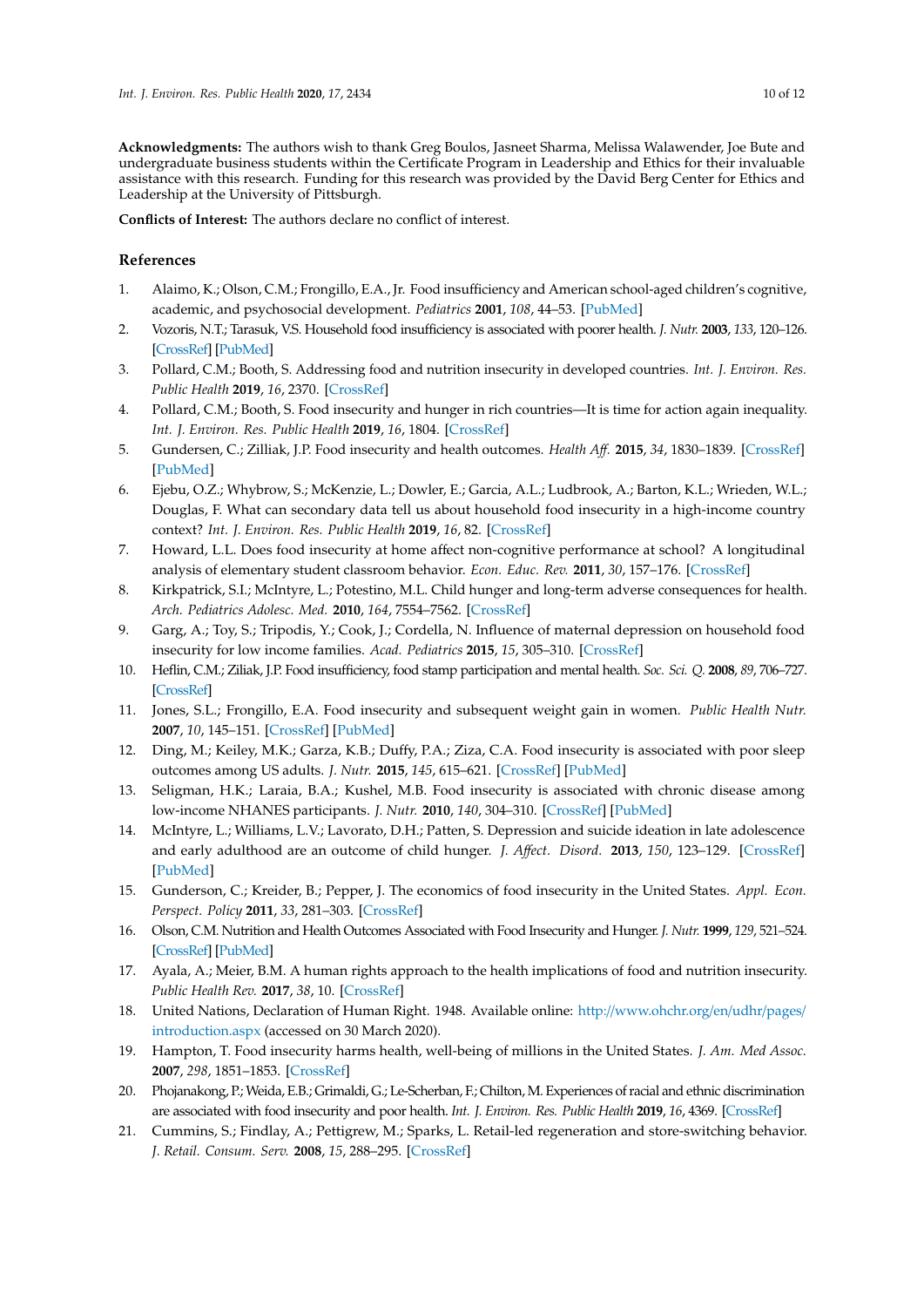**Acknowledgments:** The authors wish to thank Greg Boulos, Jasneet Sharma, Melissa Walawender, Joe Bute and undergraduate business students within the Certificate Program in Leadership and Ethics for their invaluable assistance with this research. Funding for this research was provided by the David Berg Center for Ethics and Leadership at the University of Pittsburgh.

**Conflicts of Interest:** The authors declare no conflict of interest.

## References

1. Alaimo, K.; Olson, C.M.; Frongillo, E.A., Jr. Food insufficiency and American school-aged children's cognitive, academic, and psychosocial development. *Pediatrics* **2001**, *108*, 44–53. [PubMed]
2. Vozoris, N.T.; Tarasuk, V.S. Household food insufficiency is associated with poorer health. *J. Nutr.* **2003**, *133*, 120–126. [CrossRef] [PubMed]
3. Pollard, C.M.; Booth, S. Addressing food and nutrition insecurity in developed countries. *Int. J. Environ. Res. Public Health* **2019**, *16*, 2370. [CrossRef]
4. Pollard, C.M.; Booth, S. Food insecurity and hunger in rich countries—It is time for action again inequality. *Int. J. Environ. Res. Public Health* **2019**, *16*, 1804. [CrossRef]
5. Gundersen, C.; Zilliak, J.P. Food insecurity and health outcomes. *Health Aff.* **2015**, *34*, 1830–1839. [CrossRef] [PubMed]
6. Ejebu, O.Z.; Whybrow, S.; McKenzie, L.; Dowler, E.; Garcia, A.L.; Ludbrook, A.; Barton, K.L.; Wrieden, W.L.; Douglas, F. What can secondary data tell us about household food insecurity in a high-income country context? *Int. J. Environ. Res. Public Health* **2019**, *16*, 82. [CrossRef]
7. Howard, L.L. Does food insecurity at home affect non-cognitive performance at school? A longitudinal analysis of elementary student classroom behavior. *Econ. Educ. Rev.* **2011**, *30*, 157–176. [CrossRef]
8. Kirkpatrick, S.I.; McIntyre, L.; Potestino, M.L. Child hunger and long-term adverse consequences for health. *Arch. Pediatrics Adolesc. Med.* **2010**, *164*, 7554–7562. [CrossRef]
9. Garg, A.; Toy, S.; Tripodis, Y.; Cook, J.; Cordella, N. Influence of maternal depression on household food insecurity for low income families. *Acad. Pediatrics* **2015**, *15*, 305–310. [CrossRef]
10. Heflin, C.M.; Ziliak, J.P. Food insufficiency, food stamp participation and mental health. *Soc. Sci. Q.* **2008**, *89*, 706–727. [CrossRef]
11. Jones, S.L.; Frongillo, E.A. Food insecurity and subsequent weight gain in women. *Public Health Nutr.* **2007**, *10*, 145–151. [CrossRef] [PubMed]
12. Ding, M.; Keiley, M.K.; Garza, K.B.; Duffy, P.A.; Ziza, C.A. Food insecurity is associated with poor sleep outcomes among US adults. *J. Nutr.* **2015**, *145*, 615–621. [CrossRef] [PubMed]
13. Seligman, H.K.; Laraia, B.A.; Kushel, M.B. Food insecurity is associated with chronic disease among low-income NHANES participants. *J. Nutr.* **2010**, *140*, 304–310. [CrossRef] [PubMed]
14. McIntyre, L.; Williams, L.V.; Lavorato, D.H.; Patten, S. Depression and suicide ideation in late adolescence and early adulthood are an outcome of child hunger. *J. Affect. Disord.* **2013**, *150*, 123–129. [CrossRef] [PubMed]
15. Gunderson, C.; Kreider, B.; Pepper, J. The economics of food insecurity in the United States. *Appl. Econ. Perspect. Policy* **2011**, *33*, 281–303. [CrossRef]
16. Olson, C.M. Nutrition and Health Outcomes Associated with Food Insecurity and Hunger. *J. Nutr.* **1999**, *129*, 521–524. [CrossRef] [PubMed]
17. Ayala, A.; Meier, B.M. A human rights approach to the health implications of food and nutrition insecurity. *Public Health Rev.* **2017**, *38*, 10. [CrossRef]
18. United Nations, Declaration of Human Right. 1948. Available online: http://www.ohchr.org/en/udhr/pages/introduction.aspx (accessed on 30 March 2020).
19. Hampton, T. Food insecurity harms health, well-being of millions in the United States. *J. Am. Med Assoc.* **2007**, *298*, 1851–1853. [CrossRef]
20. Phojanakong, P.; Weida, E.B.; Grimaldi, G.; Le-Scherban, F.; Chilton, M. Experiences of racial and ethnic discrimination are associated with food insecurity and poor health. *Int. J. Environ. Res. Public Health* **2019**, *16*, 4369. [CrossRef]
21. Cummins, S.; Findlay, A.; Pettigrew, M.; Sparks, L. Retail-led regeneration and store-switching behavior. *J. Retail. Consum. Serv.* **2008**, *15*, 288–295. [CrossRef]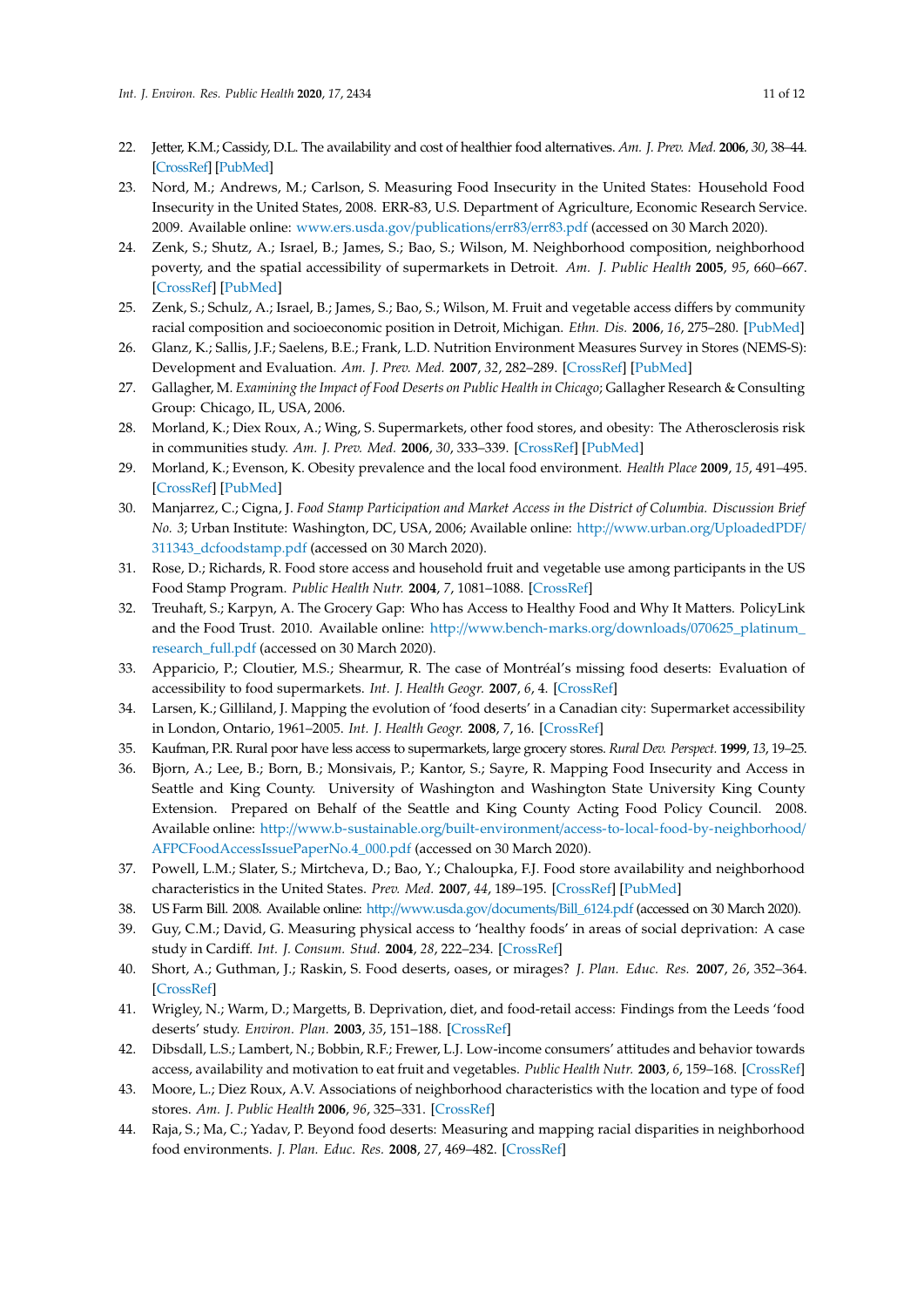22. Jetter, K.M.; Cassidy, D.L. The availability and cost of healthier food alternatives. *Am. J. Prev. Med.* **2006**, *30*, 38–44. [CrossRef] [PubMed]
23. Nord, M.; Andrews, M.; Carlson, S. Measuring Food Insecurity in the United States: Household Food Insecurity in the United States, 2008. ERR-83, U.S. Department of Agriculture, Economic Research Service. 2009. Available online: www.ers.usda.gov/publications/err83/err83.pdf (accessed on 30 March 2020).
24. Zenk, S.; Shutz, A.; Israel, B.; James, S.; Bao, S.; Wilson, M. Neighborhood composition, neighborhood poverty, and the spatial accessibility of supermarkets in Detroit. *Am. J. Public Health* **2005**, *95*, 660–667. [CrossRef] [PubMed]
25. Zenk, S.; Schulz, A.; Israel, B.; James, S.; Bao, S.; Wilson, M. Fruit and vegetable access differs by community racial composition and socioeconomic position in Detroit, Michigan. *Ethn. Dis.* **2006**, *16*, 275–280. [PubMed]
26. Glanz, K.; Sallis, J.F.; Saelens, B.E.; Frank, L.D. Nutrition Environment Measures Survey in Stores (NEMS-S): Development and Evaluation. *Am. J. Prev. Med.* **2007**, *32*, 282–289. [CrossRef] [PubMed]
27. Gallagher, M. *Examining the Impact of Food Deserts on Public Health in Chicago*; Gallagher Research & Consulting Group: Chicago, IL, USA, 2006.
28. Morland, K.; Diex Roux, A.; Wing, S. Supermarkets, other food stores, and obesity: The Atherosclerosis risk in communities study. *Am. J. Prev. Med.* **2006**, *30*, 333–339. [CrossRef] [PubMed]
29. Morland, K.; Evenson, K. Obesity prevalence and the local food environment. *Health Place* **2009**, *15*, 491–495. [CrossRef] [PubMed]
30. Manjarrez, C.; Cigna, J. *Food Stamp Participation and Market Access in the District of Columbia. Discussion Brief No. 3*; Urban Institute: Washington, DC, USA, 2006; Available online: http://www.urban.org/UploadedPDF/311343_dcfoodstamp.pdf (accessed on 30 March 2020).
31. Rose, D.; Richards, R. Food store access and household fruit and vegetable use among participants in the US Food Stamp Program. *Public Health Nutr.* **2004**, *7*, 1081–1088. [CrossRef]
32. Treuhaft, S.; Karpyn, A. The Grocery Gap: Who has Access to Healthy Food and Why It Matters. PolicyLink and the Food Trust. 2010. Available online: http://www.bench-marks.org/downloads/070625_platinum_research_full.pdf (accessed on 30 March 2020).
33. Apparicio, P.; Cloutier, M.S.; Shearmur, R. The case of Montréal's missing food deserts: Evaluation of accessibility to food supermarkets. *Int. J. Health Geogr.* **2007**, *6*, 4. [CrossRef]
34. Larsen, K.; Gilliland, J. Mapping the evolution of 'food deserts' in a Canadian city: Supermarket accessibility in London, Ontario, 1961–2005. *Int. J. Health Geogr.* **2008**, *7*, 16. [CrossRef]
35. Kaufman, P.R. Rural poor have less access to supermarkets, large grocery stores. *Rural Dev. Perspect.* **1999**, *13*, 19–25.
36. Bjorn, A.; Lee, B.; Born, B.; Monsivais, P.; Kantor, S.; Sayre, R. Mapping Food Insecurity and Access in Seattle and King County. University of Washington and Washington State University King County Extension. Prepared on Behalf of the Seattle and King County Acting Food Policy Council. 2008. Available online: http://www.b-sustainable.org/built-environment/access-to-local-food-by-neighborhood/AFPCFoodAccessIssuePaperNo.4_000.pdf (accessed on 30 March 2020).
37. Powell, L.M.; Slater, S.; Mirtcheva, D.; Bao, Y.; Chaloupka, F.J. Food store availability and neighborhood characteristics in the United States. *Prev. Med.* **2007**, *44*, 189–195. [CrossRef] [PubMed]
38. US Farm Bill. 2008. Available online: http://www.usda.gov/documents/Bill_6124.pdf (accessed on 30 March 2020).
39. Guy, C.M.; David, G. Measuring physical access to 'healthy foods' in areas of social deprivation: A case study in Cardiff. *Int. J. Consum. Stud.* **2004**, *28*, 222–234. [CrossRef]
40. Short, A.; Guthman, J.; Raskin, S. Food deserts, oases, or mirages? *J. Plan. Educ. Res.* **2007**, *26*, 352–364. [CrossRef]
41. Wrigley, N.; Warm, D.; Margetts, B. Deprivation, diet, and food-retail access: Findings from the Leeds 'food deserts' study. *Environ. Plan.* **2003**, *35*, 151–188. [CrossRef]
42. Dibsdall, L.S.; Lambert, N.; Bobbin, R.F.; Frewer, L.J. Low-income consumers' attitudes and behavior towards access, availability and motivation to eat fruit and vegetables. *Public Health Nutr.* **2003**, *6*, 159–168. [CrossRef]
43. Moore, L.; Diez Roux, A.V. Associations of neighborhood characteristics with the location and type of food stores. *Am. J. Public Health* **2006**, *96*, 325–331. [CrossRef]
44. Raja, S.; Ma, C.; Yadav, P. Beyond food deserts: Measuring and mapping racial disparities in neighborhood food environments. *J. Plan. Educ. Res.* **2008**, *27*, 469–482. [CrossRef]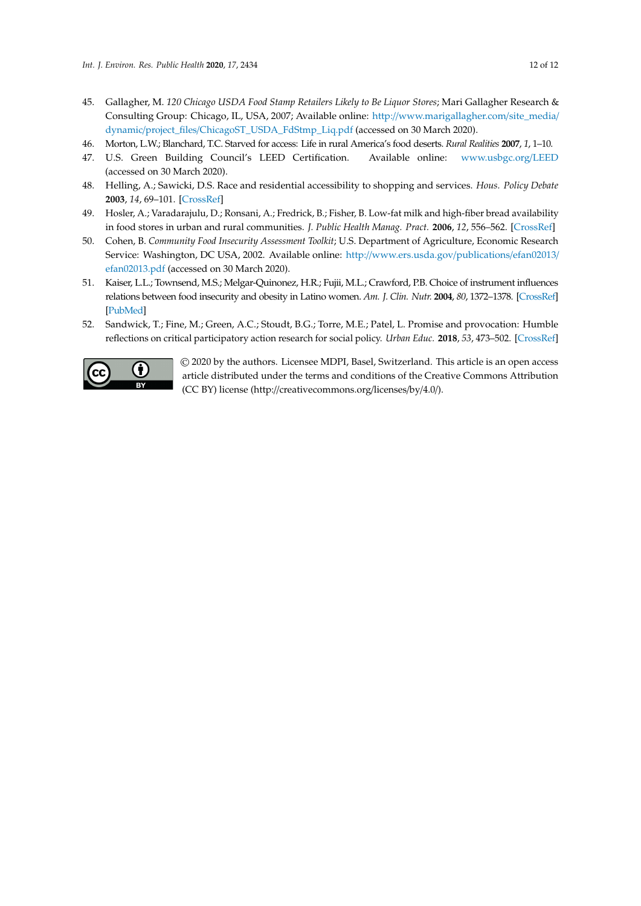45. Gallagher, M. *120 Chicago USDA Food Stamp Retailers Likely to Be Liquor Stores*; Mari Gallagher Research & Consulting Group: Chicago, IL, USA, 2007; Available online: http://www.marigallagher.com/site_media/dynamic/project_files/ChicagoST_USDA_FdStmp_Liq.pdf (accessed on 30 March 2020).
46. Morton, L.W.; Blanchard, T.C. Starved for access: Life in rural America's food deserts. *Rural Realities* **2007**, *1*, 1–10.
47. U.S. Green Building Council's LEED Certification. Available online: www.usbgc.org/LEED (accessed on 30 March 2020).
48. Helling, A.; Sawicki, D.S. Race and residential accessibility to shopping and services. *Hous. Policy Debate* **2003**, *14*, 69–101. [CrossRef]
49. Hosler, A.; Varadarajulu, D.; Ronsani, A.; Fredrick, B.; Fisher, B. Low-fat milk and high-fiber bread availability in food stores in urban and rural communities. *J. Public Health Manag. Pract.* **2006**, *12*, 556–562. [CrossRef]
50. Cohen, B. *Community Food Insecurity Assessment Toolkit*; U.S. Department of Agriculture, Economic Research Service: Washington, DC USA, 2002. Available online: http://www.ers.usda.gov/publications/efan02013/efan02013.pdf (accessed on 30 March 2020).
51. Kaiser, L.L.; Townsend, M.S.; Melgar-Quinonez, H.R.; Fujii, M.L.; Crawford, P.B. Choice of instrument influences relations between food insecurity and obesity in Latino women. *Am. J. Clin. Nutr.* **2004**, *80*, 1372–1378. [CrossRef] [PubMed]
52. Sandwick, T.; Fine, M.; Green, A.C.; Stoudt, B.G.; Torre, M.E.; Patel, L. Promise and provocation: Humble reflections on critical participatory action research for social policy. *Urban Educ.* **2018**, *53*, 473–502. [CrossRef]

© 2020 by the authors. Licensee MDPI, Basel, Switzerland. This article is an open access article distributed under the terms and conditions of the Creative Commons Attribution (CC BY) license (http://creativecommons.org/licenses/by/4.0/).